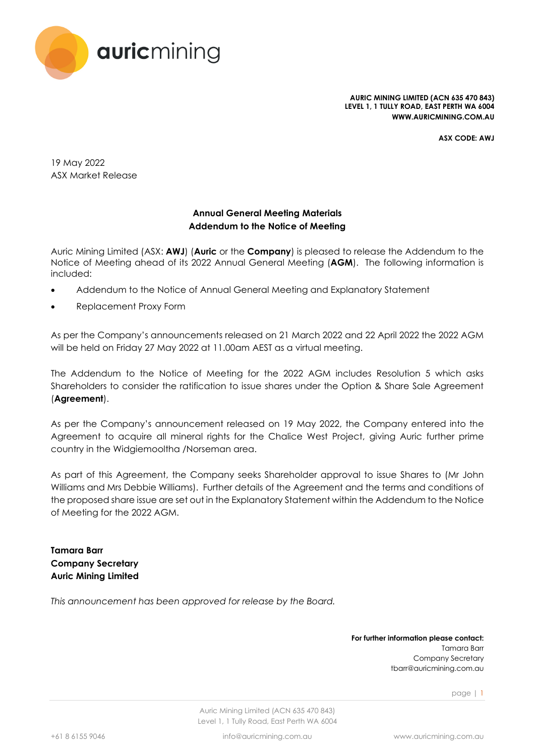**AURIC MINING LIMITED (ACN 635 470 843)**
**LEVEL 1, 1 TULLY ROAD, EAST PERTH WA 6004**
**WWW.AURICMINING.COM.AU**

**ASX CODE: AWJ**

19 May 2022
ASX Market Release

**Annual General Meeting Materials**
**Addendum to the Notice of Meeting**

Auric Mining Limited (ASX: **AWJ**) (**Auric** or the **Company**) is pleased to release the Addendum to the Notice of Meeting ahead of its 2022 Annual General Meeting (**AGM**). The following information is included:

- Addendum to the Notice of Annual General Meeting and Explanatory Statement
- Replacement Proxy Form

As per the Company's announcements released on 21 March 2022 and 22 April 2022 the 2022 AGM will be held on Friday 27 May 2022 at 11.00am AEST as a virtual meeting.

The Addendum to the Notice of Meeting for the 2022 AGM includes Resolution 5 which asks Shareholders to consider the ratification to issue shares under the Option & Share Sale Agreement (**Agreement**).

As per the Company's announcement released on 19 May 2022, the Company entered into the Agreement to acquire all mineral rights for the Chalice West Project, giving Auric further prime country in the Widgiemooltha /Norseman area.

As part of this Agreement, the Company seeks Shareholder approval to issue Shares to (Mr John Williams and Mrs Debbie Williams). Further details of the Agreement and the terms and conditions of the proposed share issue are set out in the Explanatory Statement within the Addendum to the Notice of Meeting for the 2022 AGM.

**Tamara Barr**
**Company Secretary**
**Auric Mining Limited**

*This announcement has been approved for release by the Board.*

**For further information please contact:**
Tamara Barr
Company Secretary
tbarr@auricmining.com.au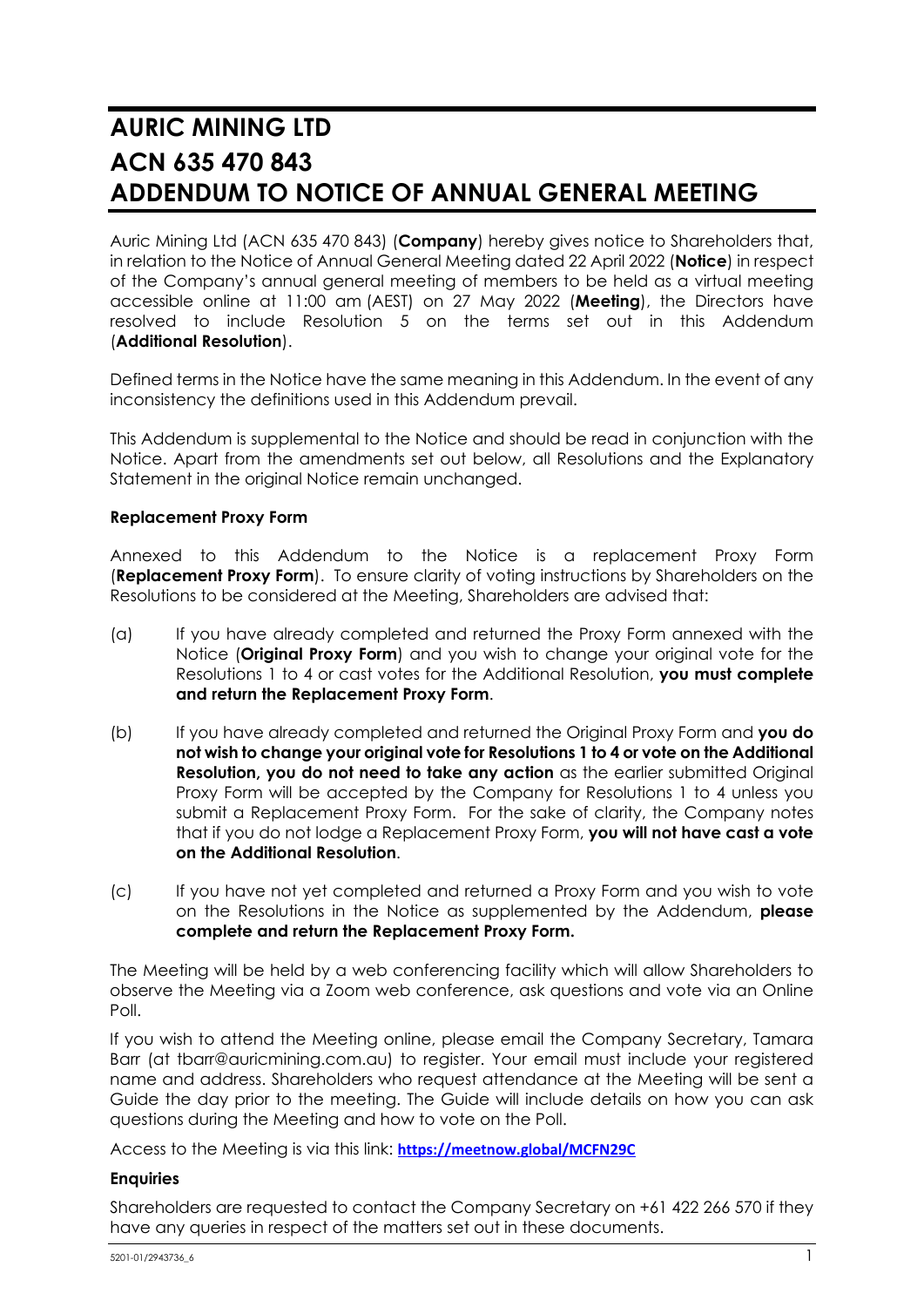# AURIC MINING LTD
# ACN 635 470 843
# ADDENDUM TO NOTICE OF ANNUAL GENERAL MEETING

Auric Mining Ltd (ACN 635 470 843) (**Company**) hereby gives notice to Shareholders that, in relation to the Notice of Annual General Meeting dated 22 April 2022 (**Notice**) in respect of the Company's annual general meeting of members to be held as a virtual meeting accessible online at 11:00 am (AEST) on 27 May 2022 (**Meeting**), the Directors have resolved to include Resolution 5 on the terms set out in this Addendum (**Additional Resolution**).

Defined terms in the Notice have the same meaning in this Addendum. In the event of any inconsistency the definitions used in this Addendum prevail.

This Addendum is supplemental to the Notice and should be read in conjunction with the Notice. Apart from the amendments set out below, all Resolutions and the Explanatory Statement in the original Notice remain unchanged.

### Replacement Proxy Form

Annexed to this Addendum to the Notice is a replacement Proxy Form (**Replacement Proxy Form**). To ensure clarity of voting instructions by Shareholders on the Resolutions to be considered at the Meeting, Shareholders are advised that:

(a) If you have already completed and returned the Proxy Form annexed with the Notice (**Original Proxy Form**) and you wish to change your original vote for the Resolutions 1 to 4 or cast votes for the Additional Resolution, **you must complete and return the Replacement Proxy Form**.

(b) If you have already completed and returned the Original Proxy Form and **you do not wish to change your original vote for Resolutions 1 to 4 or vote on the Additional Resolution, you do not need to take any action** as the earlier submitted Original Proxy Form will be accepted by the Company for Resolutions 1 to 4 unless you submit a Replacement Proxy Form. For the sake of clarity, the Company notes that if you do not lodge a Replacement Proxy Form, **you will not have cast a vote on the Additional Resolution**.

(c) If you have not yet completed and returned a Proxy Form and you wish to vote on the Resolutions in the Notice as supplemented by the Addendum, **please complete and return the Replacement Proxy Form.**

The Meeting will be held by a web conferencing facility which will allow Shareholders to observe the Meeting via a Zoom web conference, ask questions and vote via an Online Poll.

If you wish to attend the Meeting online, please email the Company Secretary, Tamara Barr (at tbarr@auricmining.com.au) to register. Your email must include your registered name and address. Shareholders who request attendance at the Meeting will be sent a Guide the day prior to the meeting. The Guide will include details on how you can ask questions during the Meeting and how to vote on the Poll.

Access to the Meeting is via this link: **https://meetnow.global/MCFN29C**

### Enquiries

Shareholders are requested to contact the Company Secretary on +61 422 266 570 if they have any queries in respect of the matters set out in these documents.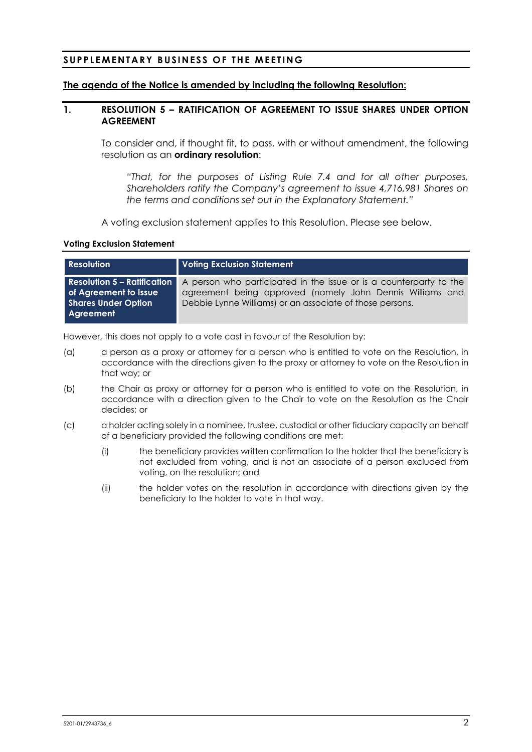## SUPPLEMENTARY BUSINESS OF THE MEETING

**The agenda of the Notice is amended by including the following Resolution:**

### 1. RESOLUTION 5 – RATIFICATION OF AGREEMENT TO ISSUE SHARES UNDER OPTION AGREEMENT

To consider and, if thought fit, to pass, with or without amendment, the following resolution as an **ordinary resolution**:

> *"That, for the purposes of Listing Rule 7.4 and for all other purposes, Shareholders ratify the Company's agreement to issue 4,716,981 Shares on the terms and conditions set out in the Explanatory Statement."*

A voting exclusion statement applies to this Resolution. Please see below.

**Voting Exclusion Statement**

| Resolution | Voting Exclusion Statement |
|---|---|
| **Resolution 5 – Ratification of Agreement to Issue Shares Under Option Agreement** | A person who participated in the issue or is a counterparty to the agreement being approved (namely John Dennis Williams and Debbie Lynne Williams) or an associate of those persons. |

However, this does not apply to a vote cast in favour of the Resolution by:

(a) a person as a proxy or attorney for a person who is entitled to vote on the Resolution, in accordance with the directions given to the proxy or attorney to vote on the Resolution in that way; or

(b) the Chair as proxy or attorney for a person who is entitled to vote on the Resolution, in accordance with a direction given to the Chair to vote on the Resolution as the Chair decides; or

(c) a holder acting solely in a nominee, trustee, custodial or other fiduciary capacity on behalf of a beneficiary provided the following conditions are met:

   (i) the beneficiary provides written confirmation to the holder that the beneficiary is not excluded from voting, and is not an associate of a person excluded from voting, on the resolution; and

   (ii) the holder votes on the resolution in accordance with directions given by the beneficiary to the holder to vote in that way.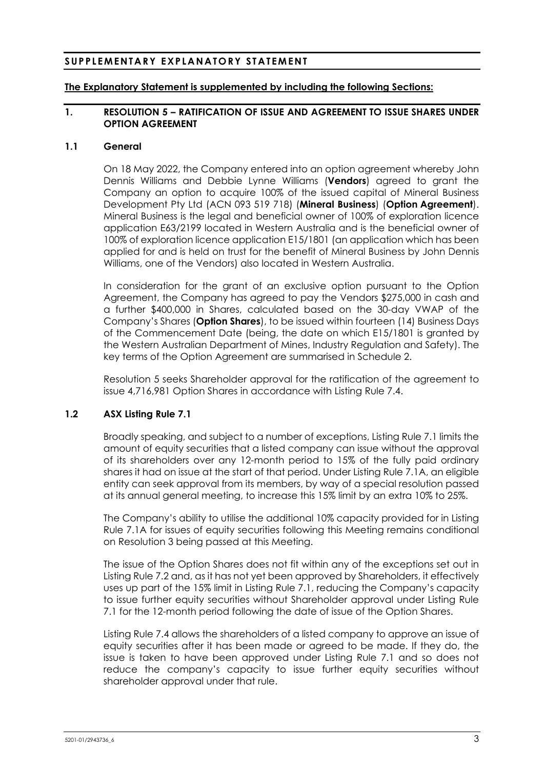## SUPPLEMENTARY EXPLANATORY STATEMENT

**The Explanatory Statement is supplemented by including the following Sections:**

### 1. RESOLUTION 5 – RATIFICATION OF ISSUE AND AGREEMENT TO ISSUE SHARES UNDER OPTION AGREEMENT

#### 1.1 General

On 18 May 2022, the Company entered into an option agreement whereby John Dennis Williams and Debbie Lynne Williams (**Vendors**) agreed to grant the Company an option to acquire 100% of the issued capital of Mineral Business Development Pty Ltd (ACN 093 519 718) (**Mineral Business**) (**Option Agreement**). Mineral Business is the legal and beneficial owner of 100% of exploration licence application E63/2199 located in Western Australia and is the beneficial owner of 100% of exploration licence application E15/1801 (an application which has been applied for and is held on trust for the benefit of Mineral Business by John Dennis Williams, one of the Vendors) also located in Western Australia.

In consideration for the grant of an exclusive option pursuant to the Option Agreement, the Company has agreed to pay the Vendors $275,000 in cash and a further $400,000 in Shares, calculated based on the 30-day VWAP of the Company's Shares (**Option Shares**), to be issued within fourteen (14) Business Days of the Commencement Date (being, the date on which E15/1801 is granted by the Western Australian Department of Mines, Industry Regulation and Safety). The key terms of the Option Agreement are summarised in Schedule 2.

Resolution 5 seeks Shareholder approval for the ratification of the agreement to issue 4,716,981 Option Shares in accordance with Listing Rule 7.4.

#### 1.2 ASX Listing Rule 7.1

Broadly speaking, and subject to a number of exceptions, Listing Rule 7.1 limits the amount of equity securities that a listed company can issue without the approval of its shareholders over any 12-month period to 15% of the fully paid ordinary shares it had on issue at the start of that period. Under Listing Rule 7.1A, an eligible entity can seek approval from its members, by way of a special resolution passed at its annual general meeting, to increase this 15% limit by an extra 10% to 25%.

The Company's ability to utilise the additional 10% capacity provided for in Listing Rule 7.1A for issues of equity securities following this Meeting remains conditional on Resolution 3 being passed at this Meeting.

The issue of the Option Shares does not fit within any of the exceptions set out in Listing Rule 7.2 and, as it has not yet been approved by Shareholders, it effectively uses up part of the 15% limit in Listing Rule 7.1, reducing the Company's capacity to issue further equity securities without Shareholder approval under Listing Rule 7.1 for the 12-month period following the date of issue of the Option Shares.

Listing Rule 7.4 allows the shareholders of a listed company to approve an issue of equity securities after it has been made or agreed to be made. If they do, the issue is taken to have been approved under Listing Rule 7.1 and so does not reduce the company's capacity to issue further equity securities without shareholder approval under that rule.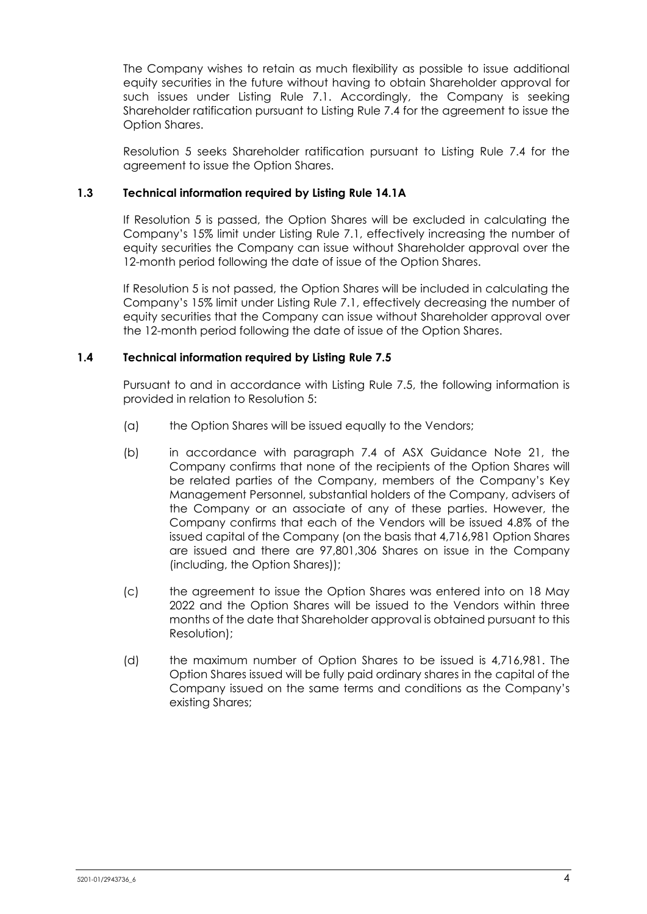The Company wishes to retain as much flexibility as possible to issue additional equity securities in the future without having to obtain Shareholder approval for such issues under Listing Rule 7.1. Accordingly, the Company is seeking Shareholder ratification pursuant to Listing Rule 7.4 for the agreement to issue the Option Shares.

Resolution 5 seeks Shareholder ratification pursuant to Listing Rule 7.4 for the agreement to issue the Option Shares.

### 1.3 Technical information required by Listing Rule 14.1A

If Resolution 5 is passed, the Option Shares will be excluded in calculating the Company's 15% limit under Listing Rule 7.1, effectively increasing the number of equity securities the Company can issue without Shareholder approval over the 12-month period following the date of issue of the Option Shares.

If Resolution 5 is not passed, the Option Shares will be included in calculating the Company's 15% limit under Listing Rule 7.1, effectively decreasing the number of equity securities that the Company can issue without Shareholder approval over the 12-month period following the date of issue of the Option Shares.

### 1.4 Technical information required by Listing Rule 7.5

Pursuant to and in accordance with Listing Rule 7.5, the following information is provided in relation to Resolution 5:

(a) the Option Shares will be issued equally to the Vendors;

(b) in accordance with paragraph 7.4 of ASX Guidance Note 21, the Company confirms that none of the recipients of the Option Shares will be related parties of the Company, members of the Company's Key Management Personnel, substantial holders of the Company, advisers of the Company or an associate of any of these parties. However, the Company confirms that each of the Vendors will be issued 4.8% of the issued capital of the Company (on the basis that 4,716,981 Option Shares are issued and there are 97,801,306 Shares on issue in the Company (including, the Option Shares));

(c) the agreement to issue the Option Shares was entered into on 18 May 2022 and the Option Shares will be issued to the Vendors within three months of the date that Shareholder approval is obtained pursuant to this Resolution);

(d) the maximum number of Option Shares to be issued is 4,716,981. The Option Shares issued will be fully paid ordinary shares in the capital of the Company issued on the same terms and conditions as the Company's existing Shares;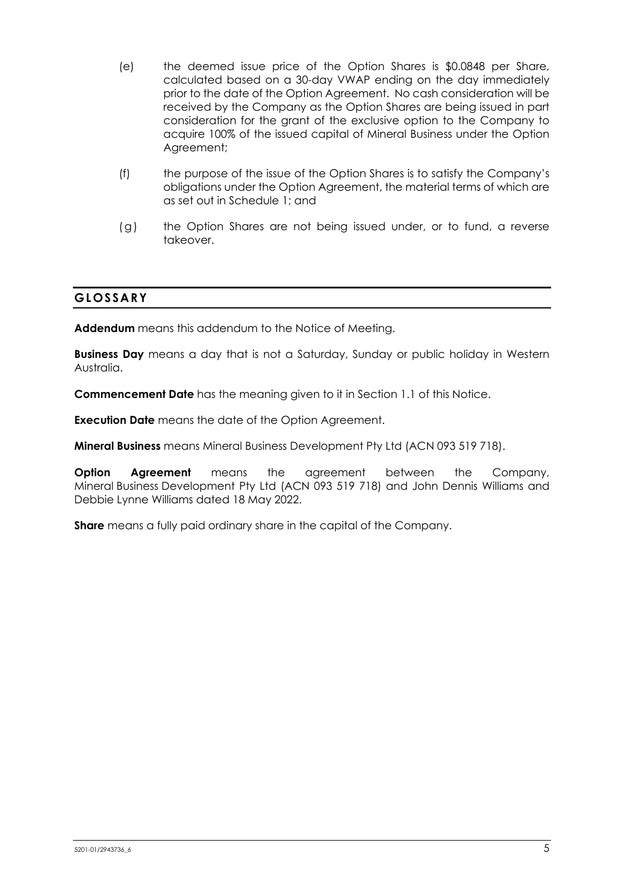(e) the deemed issue price of the Option Shares is $0.0848 per Share, calculated based on a 30-day VWAP ending on the day immediately prior to the date of the Option Agreement. No cash consideration will be received by the Company as the Option Shares are being issued in part consideration for the grant of the exclusive option to the Company to acquire 100% of the issued capital of Mineral Business under the Option Agreement;

(f) the purpose of the issue of the Option Shares is to satisfy the Company's obligations under the Option Agreement, the material terms of which are as set out in Schedule 1; and

(g) the Option Shares are not being issued under, or to fund, a reverse takeover.

## GLOSSARY

**Addendum** means this addendum to the Notice of Meeting.

**Business Day** means a day that is not a Saturday, Sunday or public holiday in Western Australia.

**Commencement Date** has the meaning given to it in Section 1.1 of this Notice.

**Execution Date** means the date of the Option Agreement.

**Mineral Business** means Mineral Business Development Pty Ltd (ACN 093 519 718).

**Option Agreement** means the agreement between the Company, Mineral Business Development Pty Ltd (ACN 093 519 718) and John Dennis Williams and Debbie Lynne Williams dated 18 May 2022.

**Share** means a fully paid ordinary share in the capital of the Company.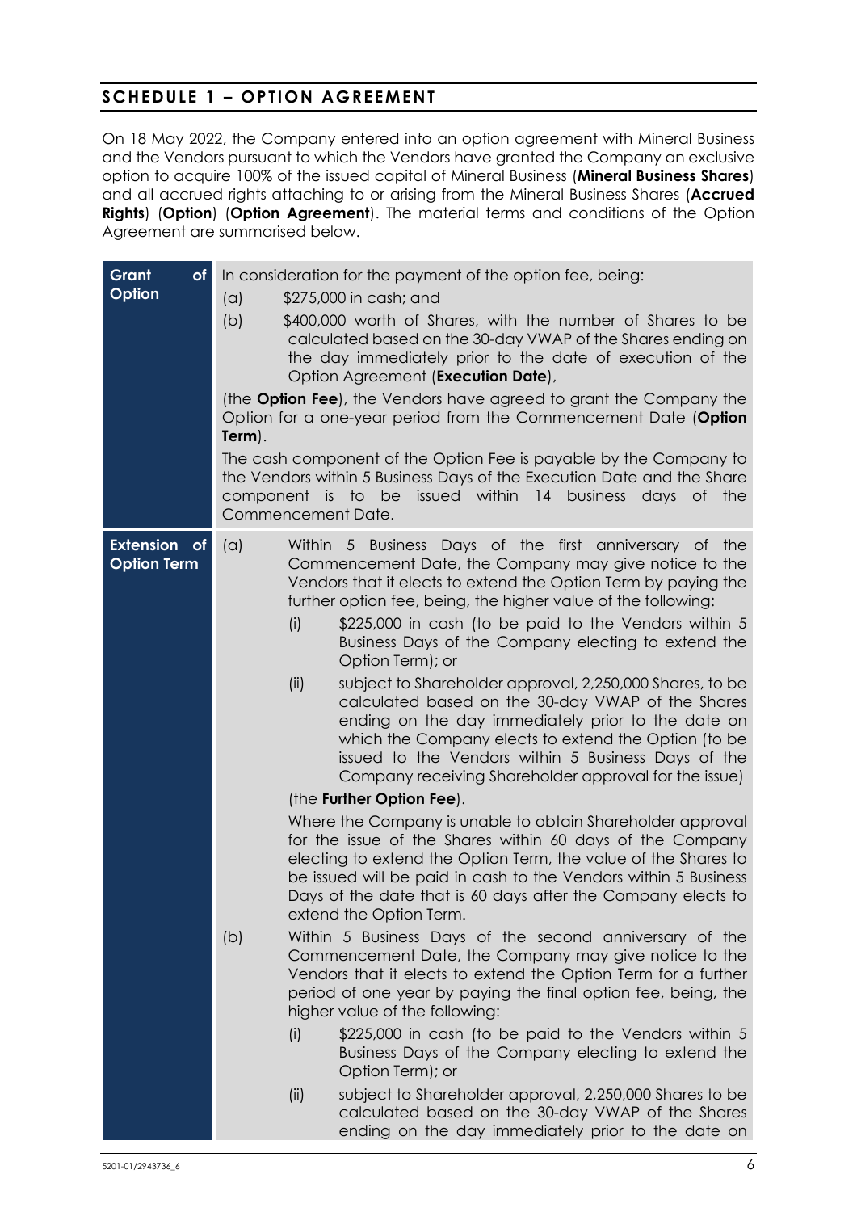## SCHEDULE 1 – OPTION AGREEMENT

On 18 May 2022, the Company entered into an option agreement with Mineral Business and the Vendors pursuant to which the Vendors have granted the Company an exclusive option to acquire 100% of the issued capital of Mineral Business (**Mineral Business Shares**) and all accrued rights attaching to or arising from the Mineral Business Shares (**Accrued Rights**) (**Option**) (**Option Agreement**). The material terms and conditions of the Option Agreement are summarised below.

| | |
|---|---|
| **Grant of Option** | In consideration for the payment of the option fee, being:<br>(a) $275,000 in cash; and<br>(b) $400,000 worth of Shares, with the number of Shares to be calculated based on the 30-day VWAP of the Shares ending on the day immediately prior to the date of execution of the Option Agreement (**Execution Date**),<br>(the **Option Fee**), the Vendors have agreed to grant the Company the Option for a one-year period from the Commencement Date (**Option Term**).<br>The cash component of the Option Fee is payable by the Company to the Vendors within 5 Business Days of the Execution Date and the Share component is to be issued within 14 business days of the Commencement Date. |
| **Extension of Option Term** | (a) Within 5 Business Days of the first anniversary of the Commencement Date, the Company may give notice to the Vendors that it elects to extend the Option Term by paying the further option fee, being, the higher value of the following:<br>(i) $225,000 in cash (to be paid to the Vendors within 5 Business Days of the Company electing to extend the Option Term); or<br>(ii) subject to Shareholder approval, 2,250,000 Shares, to be calculated based on the 30-day VWAP of the Shares ending on the day immediately prior to the date on which the Company elects to extend the Option (to be issued to the Vendors within 5 Business Days of the Company receiving Shareholder approval for the issue)<br>(the **Further Option Fee**).<br>Where the Company is unable to obtain Shareholder approval for the issue of the Shares within 60 days of the Company electing to extend the Option Term, the value of the Shares to be issued will be paid in cash to the Vendors within 5 Business Days of the date that is 60 days after the Company elects to extend the Option Term.<br>(b) Within 5 Business Days of the second anniversary of the Commencement Date, the Company may give notice to the Vendors that it elects to extend the Option Term for a further period of one year by paying the final option fee, being, the higher value of the following:<br>(i) $225,000 in cash (to be paid to the Vendors within 5 Business Days of the Company electing to extend the Option Term); or<br>(ii) subject to Shareholder approval, 2,250,000 Shares to be calculated based on the 30-day VWAP of the Shares ending on the day immediately prior to the date on |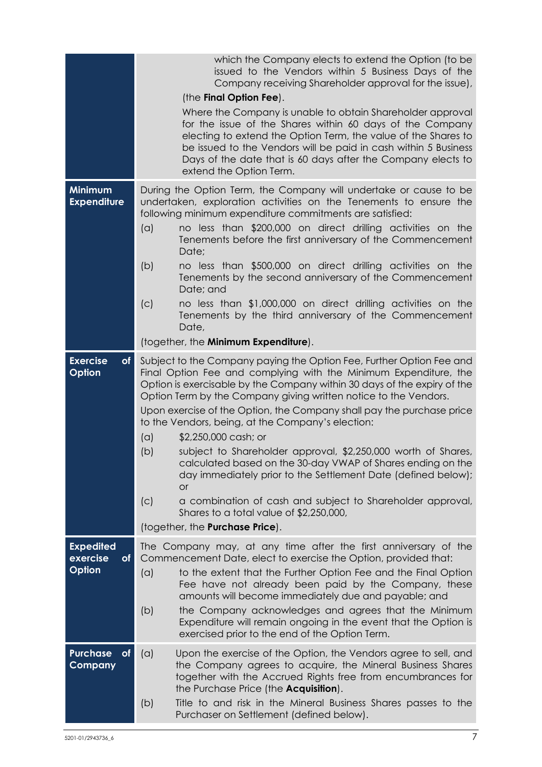| | |
|---|---|
| | which the Company elects to extend the Option (to be issued to the Vendors within 5 Business Days of the Company receiving Shareholder approval for the issue),<br><br>(the **Final Option Fee**).<br><br>Where the Company is unable to obtain Shareholder approval for the issue of the Shares within 60 days of the Company electing to extend the Option Term, the value of the Shares to be issued to the Vendors will be paid in cash within 5 Business Days of the date that is 60 days after the Company elects to extend the Option Term. |
| **Minimum Expenditure** | During the Option Term, the Company will undertake or cause to be undertaken, exploration activities on the Tenements to ensure the following minimum expenditure commitments are satisfied:<br><br>(a) no less than \$200,000 on direct drilling activities on the Tenements before the first anniversary of the Commencement Date;<br><br>(b) no less than \$500,000 on direct drilling activities on the Tenements by the second anniversary of the Commencement Date; and<br><br>(c) no less than \$1,000,000 on direct drilling activities on the Tenements by the third anniversary of the Commencement Date,<br><br>(together, the **Minimum Expenditure**). |
| **Exercise of Option** | Subject to the Company paying the Option Fee, Further Option Fee and Final Option Fee and complying with the Minimum Expenditure, the Option is exercisable by the Company within 30 days of the expiry of the Option Term by the Company giving written notice to the Vendors.<br><br>Upon exercise of the Option, the Company shall pay the purchase price to the Vendors, being, at the Company's election:<br><br>(a) \$2,250,000 cash; or<br><br>(b) subject to Shareholder approval, \$2,250,000 worth of Shares, calculated based on the 30-day VWAP of Shares ending on the day immediately prior to the Settlement Date (defined below); or<br><br>(c) a combination of cash and subject to Shareholder approval, Shares to a total value of \$2,250,000,<br><br>(together, the **Purchase Price**). |
| **Expedited exercise of Option** | The Company may, at any time after the first anniversary of the Commencement Date, elect to exercise the Option, provided that:<br><br>(a) to the extent that the Further Option Fee and the Final Option Fee have not already been paid by the Company, these amounts will become immediately due and payable; and<br><br>(b) the Company acknowledges and agrees that the Minimum Expenditure will remain ongoing in the event that the Option is exercised prior to the end of the Option Term. |
| **Purchase of Company** | (a) Upon the exercise of the Option, the Vendors agree to sell, and the Company agrees to acquire, the Mineral Business Shares together with the Accrued Rights free from encumbrances for the Purchase Price (the **Acquisition**).<br><br>(b) Title to and risk in the Mineral Business Shares passes to the Purchaser on Settlement (defined below). |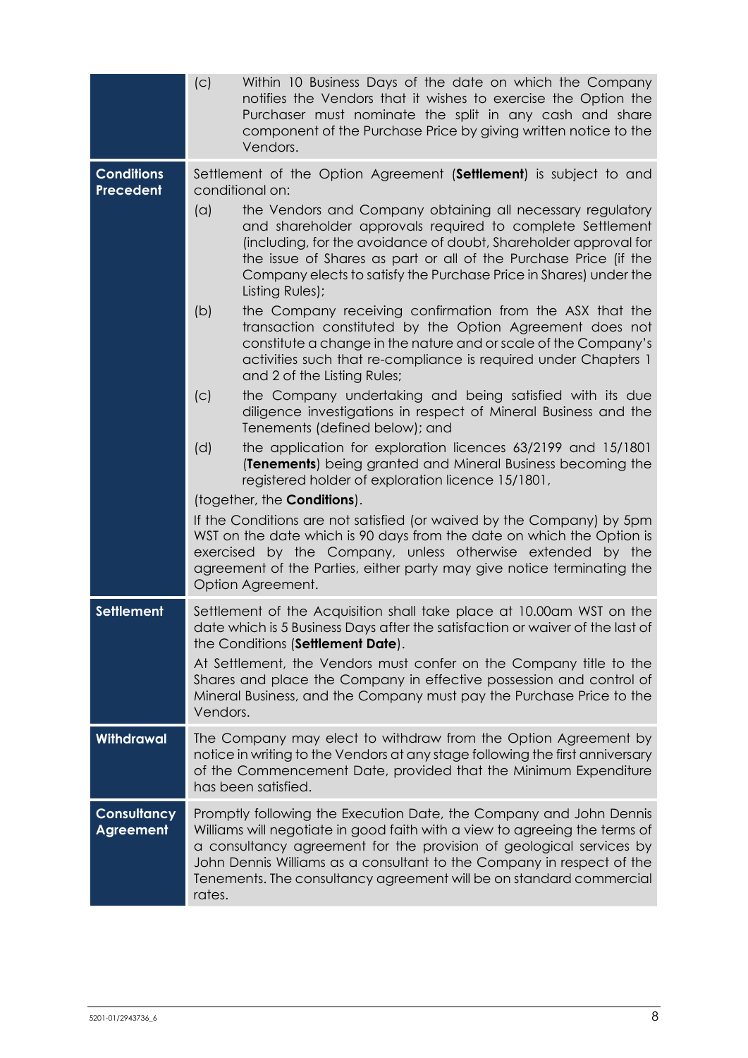| | |
|---|---|
| | (c) Within 10 Business Days of the date on which the Company notifies the Vendors that it wishes to exercise the Option the Purchaser must nominate the split in any cash and share component of the Purchase Price by giving written notice to the Vendors. |
| **Conditions Precedent** | Settlement of the Option Agreement (**Settlement**) is subject to and conditional on:<br>(a) the Vendors and Company obtaining all necessary regulatory and shareholder approvals required to complete Settlement (including, for the avoidance of doubt, Shareholder approval for the issue of Shares as part or all of the Purchase Price (if the Company elects to satisfy the Purchase Price in Shares) under the Listing Rules);<br>(b) the Company receiving confirmation from the ASX that the transaction constituted by the Option Agreement does not constitute a change in the nature and or scale of the Company's activities such that re-compliance is required under Chapters 1 and 2 of the Listing Rules;<br>(c) the Company undertaking and being satisfied with its due diligence investigations in respect of Mineral Business and the Tenements (defined below); and<br>(d) the application for exploration licences 63/2199 and 15/1801 (**Tenements**) being granted and Mineral Business becoming the registered holder of exploration licence 15/1801,<br>(together, the **Conditions**).<br>If the Conditions are not satisfied (or waived by the Company) by 5pm WST on the date which is 90 days from the date on which the Option is exercised by the Company, unless otherwise extended by the agreement of the Parties, either party may give notice terminating the Option Agreement. |
| **Settlement** | Settlement of the Acquisition shall take place at 10.00am WST on the date which is 5 Business Days after the satisfaction or waiver of the last of the Conditions (**Settlement Date**).<br>At Settlement, the Vendors must confer on the Company title to the Shares and place the Company in effective possession and control of Mineral Business, and the Company must pay the Purchase Price to the Vendors. |
| **Withdrawal** | The Company may elect to withdraw from the Option Agreement by notice in writing to the Vendors at any stage following the first anniversary of the Commencement Date, provided that the Minimum Expenditure has been satisfied. |
| **Consultancy Agreement** | Promptly following the Execution Date, the Company and John Dennis Williams will negotiate in good faith with a view to agreeing the terms of a consultancy agreement for the provision of geological services by John Dennis Williams as a consultant to the Company in respect of the Tenements. The consultancy agreement will be on standard commercial rates. |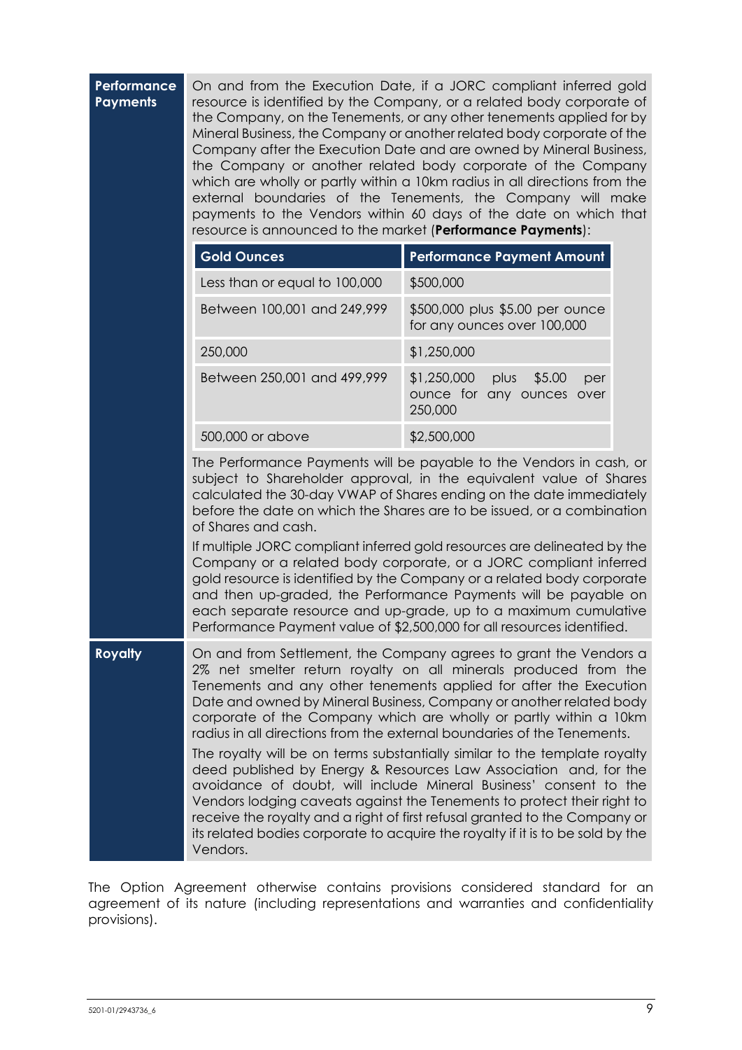**Performance Payments**

On and from the Execution Date, if a JORC compliant inferred gold resource is identified by the Company, or a related body corporate of the Company, on the Tenements, or any other tenements applied for by Mineral Business, the Company or another related body corporate of the Company after the Execution Date and are owned by Mineral Business, the Company or another related body corporate of the Company which are wholly or partly within a 10km radius in all directions from the external boundaries of the Tenements, the Company will make payments to the Vendors within 60 days of the date on which that resource is announced to the market (**Performance Payments**):

| Gold Ounces | Performance Payment Amount |
|---|---|
| Less than or equal to 100,000 | $500,000 |
| Between 100,001 and 249,999 | $500,000 plus $5.00 per ounce for any ounces over 100,000 |
| 250,000 | $1,250,000 |
| Between 250,001 and 499,999 | $1,250,000 plus $5.00 per ounce for any ounces over 250,000 |
| 500,000 or above | $2,500,000 |

The Performance Payments will be payable to the Vendors in cash, or subject to Shareholder approval, in the equivalent value of Shares calculated the 30-day VWAP of Shares ending on the date immediately before the date on which the Shares are to be issued, or a combination of Shares and cash.

If multiple JORC compliant inferred gold resources are delineated by the Company or a related body corporate, or a JORC compliant inferred gold resource is identified by the Company or a related body corporate and then up-graded, the Performance Payments will be payable on each separate resource and up-grade, up to a maximum cumulative Performance Payment value of $2,500,000 for all resources identified.

**Royalty**

On and from Settlement, the Company agrees to grant the Vendors a 2% net smelter return royalty on all minerals produced from the Tenements and any other tenements applied for after the Execution Date and owned by Mineral Business, Company or another related body corporate of the Company which are wholly or partly within a 10km radius in all directions from the external boundaries of the Tenements.

The royalty will be on terms substantially similar to the template royalty deed published by Energy & Resources Law Association and, for the avoidance of doubt, will include Mineral Business' consent to the Vendors lodging caveats against the Tenements to protect their right to receive the royalty and a right of first refusal granted to the Company or its related bodies corporate to acquire the royalty if it is to be sold by the Vendors.

The Option Agreement otherwise contains provisions considered standard for an agreement of its nature (including representations and warranties and confidentiality provisions).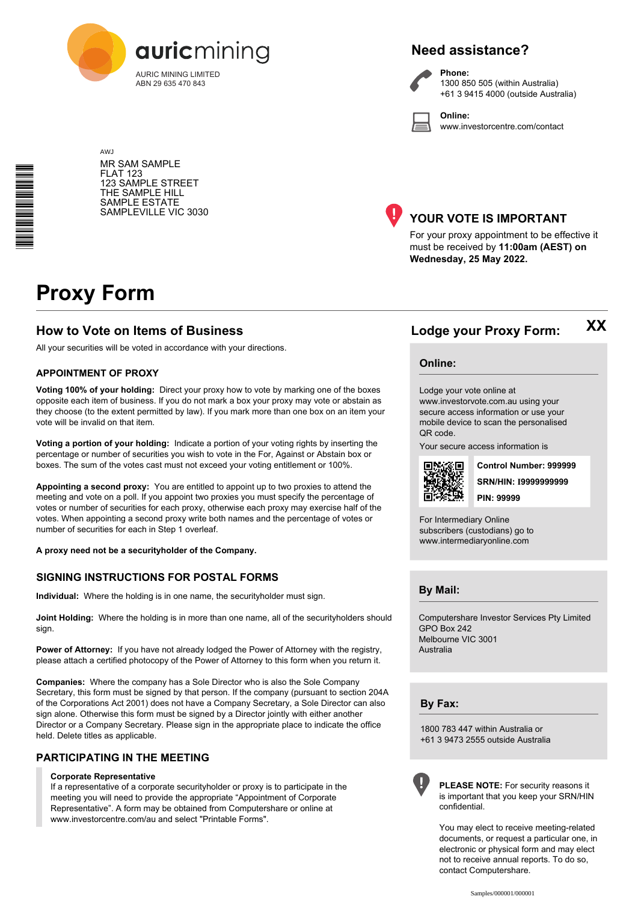auricmining

AURIC MINING LIMITED
ABN 29 635 470 843

AWJ
MR SAM SAMPLE
FLAT 123
123 SAMPLE STREET
THE SAMPLE HILL
SAMPLE ESTATE
SAMPLEVILLE VIC 3030

## Need assistance?

**Phone:**
1300 850 505 (within Australia)
+61 3 9415 4000 (outside Australia)

**Online:**
www.investorcentre.com/contact

## YOUR VOTE IS IMPORTANT

For your proxy appointment to be effective it must be received by **11:00am (AEST) on Wednesday, 25 May 2022.**

# Proxy Form

## How to Vote on Items of Business

All your securities will be voted in accordance with your directions.

### APPOINTMENT OF PROXY

**Voting 100% of your holding:** Direct your proxy how to vote by marking one of the boxes opposite each item of business. If you do not mark a box your proxy may vote or abstain as they choose (to the extent permitted by law). If you mark more than one box on an item your vote will be invalid on that item.

**Voting a portion of your holding:** Indicate a portion of your voting rights by inserting the percentage or number of securities you wish to vote in the For, Against or Abstain box or boxes. The sum of the votes cast must not exceed your voting entitlement or 100%.

**Appointing a second proxy:** You are entitled to appoint up to two proxies to attend the meeting and vote on a poll. If you appoint two proxies you must specify the percentage of votes or number of securities for each proxy, otherwise each proxy may exercise half of the votes. When appointing a second proxy write both names and the percentage of votes or number of securities for each in Step 1 overleaf.

**A proxy need not be a securityholder of the Company.**

### SIGNING INSTRUCTIONS FOR POSTAL FORMS

**Individual:** Where the holding is in one name, the securityholder must sign.

**Joint Holding:** Where the holding is in more than one name, all of the securityholders should sign.

**Power of Attorney:** If you have not already lodged the Power of Attorney with the registry, please attach a certified photocopy of the Power of Attorney to this form when you return it.

**Companies:** Where the company has a Sole Director who is also the Sole Company Secretary, this form must be signed by that person. If the company (pursuant to section 204A of the Corporations Act 2001) does not have a Company Secretary, a Sole Director can also sign alone. Otherwise this form must be signed by a Director jointly with either another Director or a Company Secretary. Please sign in the appropriate place to indicate the office held. Delete titles as applicable.

### PARTICIPATING IN THE MEETING

**Corporate Representative**
If a representative of a corporate securityholder or proxy is to participate in the meeting you will need to provide the appropriate "Appointment of Corporate Representative". A form may be obtained from Computershare or online at www.investorcentre.com/au and select "Printable Forms".

## Lodge your Proxy Form: XX

### Online:

Lodge your vote online at www.investorvote.com.au using your secure access information or use your mobile device to scan the personalised QR code.

Your secure access information is

**Control Number: 999999**
**SRN/HIN: I9999999999**
**PIN: 99999**

For Intermediary Online subscribers (custodians) go to www.intermediaryonline.com

### By Mail:

Computershare Investor Services Pty Limited
GPO Box 242
Melbourne VIC 3001
Australia

### By Fax:

1800 783 447 within Australia or
+61 3 9473 2555 outside Australia

**PLEASE NOTE:** For security reasons it is important that you keep your SRN/HIN confidential.

You may elect to receive meeting-related documents, or request a particular one, in electronic or physical form and may elect not to receive annual reports. To do so, contact Computershare.

Samples/000001/000001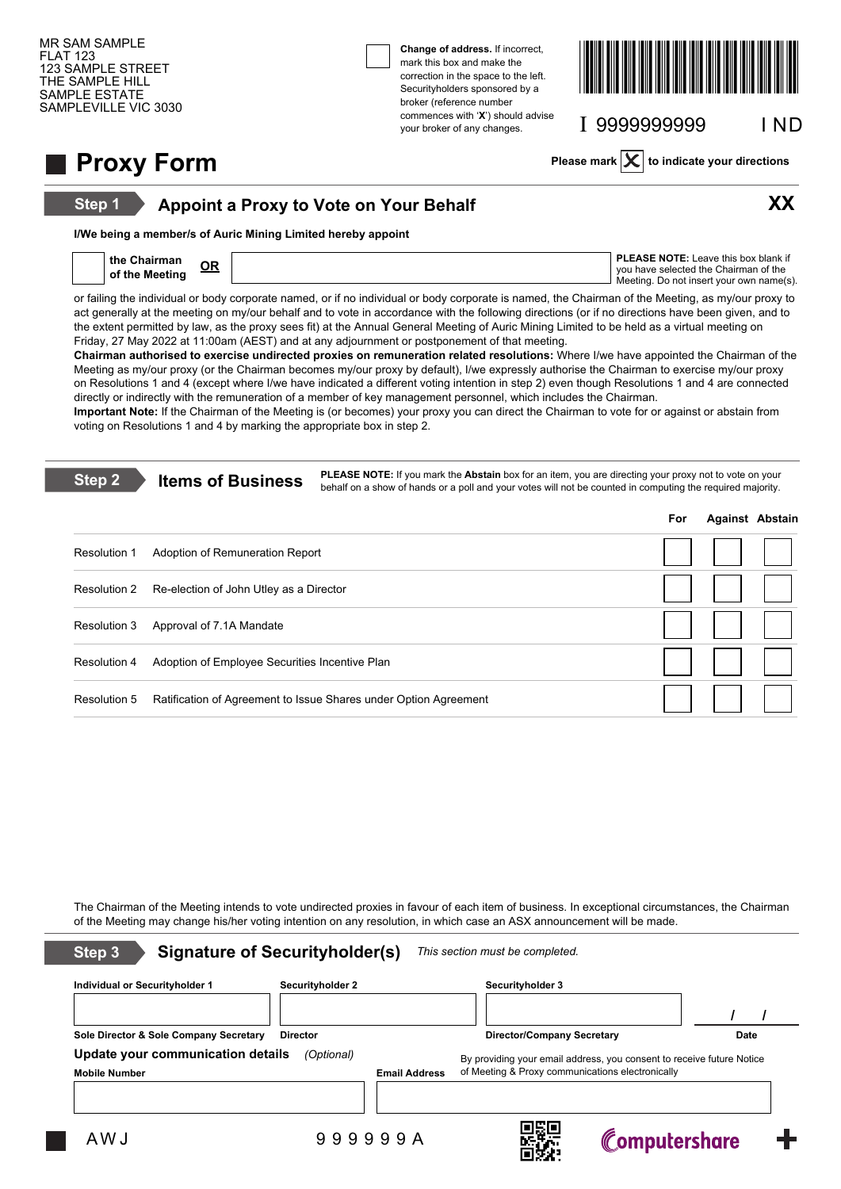MR SAM SAMPLE
FLAT 123
123 SAMPLE STREET
THE SAMPLE HILL
SAMPLE ESTATE
SAMPLEVILLE VIC 3030

☐ **Change of address.** If incorrect, mark this box and make the correction in the space to the left. Securityholders sponsored by a broker (reference number commences with '**X**') should advise your broker of any changes.

I 9999999999 I ND

# Proxy Form

**Please mark ☒ to indicate your directions**

## Step 1 Appoint a Proxy to Vote on Your Behalf

**XX**

**I/We being a member/s of Auric Mining Limited hereby appoint**

☐ **the Chairman of the Meeting** **OR** ______________________

**PLEASE NOTE:** Leave this box blank if you have selected the Chairman of the Meeting. Do not insert your own name(s).

or failing the individual or body corporate named, or if no individual or body corporate is named, the Chairman of the Meeting, as my/our proxy to act generally at the meeting on my/our behalf and to vote in accordance with the following directions (or if no directions have been given, and to the extent permitted by law, as the proxy sees fit) at the Annual General Meeting of Auric Mining Limited to be held as a virtual meeting on Friday, 27 May 2022 at 11:00am (AEST) and at any adjournment or postponement of that meeting.

**Chairman authorised to exercise undirected proxies on remuneration related resolutions:** Where I/we have appointed the Chairman of the Meeting as my/our proxy (or the Chairman becomes my/our proxy by default), I/we expressly authorise the Chairman to exercise my/our proxy on Resolutions 1 and 4 (except where I/we have indicated a different voting intention in step 2) even though Resolutions 1 and 4 are connected directly or indirectly with the remuneration of a member of key management personnel, which includes the Chairman.

**Important Note:** If the Chairman of the Meeting is (or becomes) your proxy you can direct the Chairman to vote for or against or abstain from voting on Resolutions 1 and 4 by marking the appropriate box in step 2.

## Step 2 Items of Business

**PLEASE NOTE:** If you mark the **Abstain** box for an item, you are directing your proxy not to vote on your behalf on a show of hands or a poll and your votes will not be counted in computing the required majority.

| | | For | Against | Abstain |
|---|---|---|---|---|
| Resolution 1 | Adoption of Remuneration Report | ☐ | ☐ | ☐ |
| Resolution 2 | Re-election of John Utley as a Director | ☐ | ☐ | ☐ |
| Resolution 3 | Approval of 7.1A Mandate | ☐ | ☐ | ☐ |
| Resolution 4 | Adoption of Employee Securities Incentive Plan | ☐ | ☐ | ☐ |
| Resolution 5 | Ratification of Agreement to Issue Shares under Option Agreement | ☐ | ☐ | ☐ |

The Chairman of the Meeting intends to vote undirected proxies in favour of each item of business. In exceptional circumstances, the Chairman of the Meeting may change his/her voting intention on any resolution, in which case an ASX announcement will be made.

## Step 3 Signature of Securityholder(s)

*This section must be completed.*

| Individual or Securityholder 1 | Securityholder 2 | Securityholder 3 | |
|---|---|---|---|
| | | | / / |
| Sole Director & Sole Company Secretary | Director | Director/Company Secretary | Date |

**Update your communication details** *(Optional)*

By providing your email address, you consent to receive future Notice of Meeting & Proxy communications electronically

**Mobile Number** ______________________ **Email Address** ______________________

AWJ 999999A

Computershare